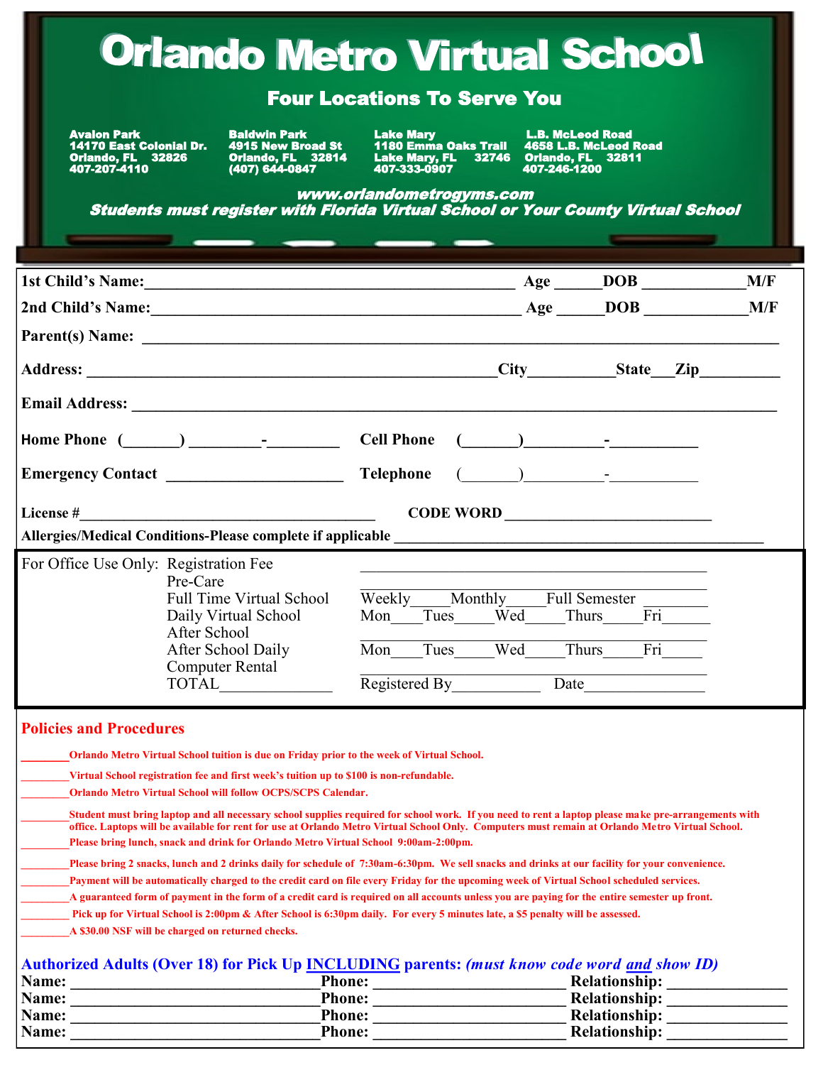# Orlando Metro Virtual School

## Four Locations To Serve You

**Avalon Park**
14170 East Colonial Dr.
Orlando, FL 32826
407-207-4110

**Baldwin Park**
4915 New Broad St
Orlando, FL 32814
(407) 644-0847

**Lake Mary**
1180 Emma Oaks Trail
Lake Mary, FL 32746
407-333-0907

**L.B. McLeod Road**
4658 L.B. McLeod Road
Orlando, FL 32811
407-246-1200

***www.orlandometrogyms.com***

***Students must register with Florida Virtual School or Your County Virtual School***

**1st Child's Name:**_____________________________________________ **Age** _____**DOB** ____________**M/F**

**2nd Child's Name:**_____________________________________________ **Age** _____**DOB** ____________**M/F**

**Parent(s) Name:** ______________________________________________________________________________

**Address:** ___________________________________________________**City**__________**State**___**Zip**_________

**Email Address:** _______________________________________________________________________________

**Home Phone** (_______) _________-_________ **Cell Phone** (_______)_________-__________

**Emergency Contact** _____________________ **Telephone** (_______)_________-__________

**License #**_____________________________________ **CODE WORD** __________________________

**Allergies/Medical Conditions-Please complete if applicable** _____________________________________________

For Office Use Only: Registration Fee ____________________________________________
Pre-Care ____________________________________________
Full Time Virtual School Weekly_____Monthly_____Full Semester ________
Daily Virtual School Mon____Tues_____Wed_____Thurs_____Fri______
After School ____________________________________________
After School Daily Mon____Tues_____Wed_____Thurs_____Fri_____
Computer Rental ____________________________________________
TOTAL______________ Registered By___________ Date_______________

## Policies and Procedures

________**Orlando Metro Virtual School tuition is due on Friday prior to the week of Virtual School.**

________**Virtual School registration fee and first week's tuition up to $100 is non-refundable.**

________**Orlando Metro Virtual School will follow OCPS/SCPS Calendar.**

________**Student must bring laptop and all necessary school supplies required for school work. If you need to rent a laptop please make pre-arrangements with office. Laptops will be available for rent for use at Orlando Metro Virtual School Only. Computers must remain at Orlando Metro Virtual School.**

________**Please bring lunch, snack and drink for Orlando Metro Virtual School 9:00am-2:00pm.**

________**Please bring 2 snacks, lunch and 2 drinks daily for schedule of 7:30am-6:30pm. We sell snacks and drinks at our facility for your convenience.**

________**Payment will be automatically charged to the credit card on file every Friday for the upcoming week of Virtual School scheduled services.**

________**A guaranteed form of payment in the form of a credit card is required on all accounts unless you are paying for the entire semester up front.**

________ **Pick up for Virtual School is 2:00pm & After School is 6:30pm daily. For every 5 minutes late, a $5 penalty will be assessed.**

________**A $30.00 NSF will be charged on returned checks.**

**Authorized Adults (Over 18) for Pick Up INCLUDING parents:** ***(must know code word and show ID)***

**Name:** ______________________________**Phone:** _______________________ **Relationship:** ______________
**Name:** ______________________________**Phone:** _______________________ **Relationship:** ______________
**Name:** ______________________________**Phone:** _______________________ **Relationship:** ______________
**Name:** ______________________________**Phone:** _______________________ **Relationship:** ______________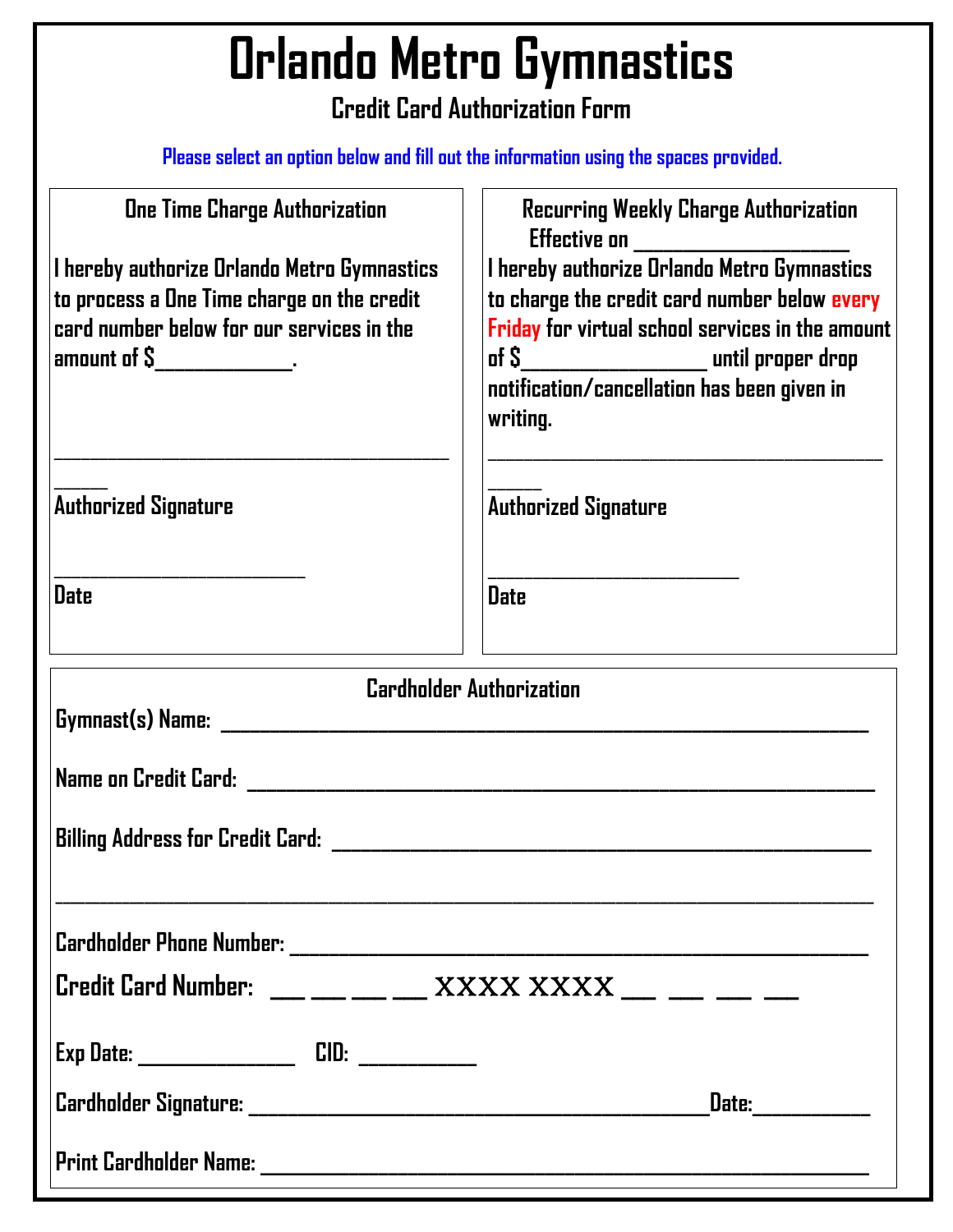# Orlando Metro Gymnastics

## Credit Card Authorization Form

Please select an option below and fill out the information using the spaces provided.

### One Time Charge Authorization

I hereby authorize Orlando Metro Gymnastics to process a One Time charge on the credit card number below for our services in the amount of $______________.

______________________________________________

Authorized Signature

____________________________

Date

### Recurring Weekly Charge Authorization

Effective on ____________________

I hereby authorize Orlando Metro Gymnastics to charge the credit card number below every Friday for virtual school services in the amount of $__________________ until proper drop notification/cancellation has been given in writing.

______________________________________________

Authorized Signature

____________________________

Date

### Cardholder Authorization

Gymnast(s) Name: ______________________________________________________________

Name on Credit Card: ___________________________________________________________

Billing Address for Credit Card: _________________________________________________

______________________________________________________________________________

Cardholder Phone Number: _______________________________________________________

Credit Card Number: __ __ __ __ XXXX XXXX __ __ __ __

Exp Date: ______________ CID: __________

Cardholder Signature: __________________________________________Date:__________

Print Cardholder Name: _________________________________________________________